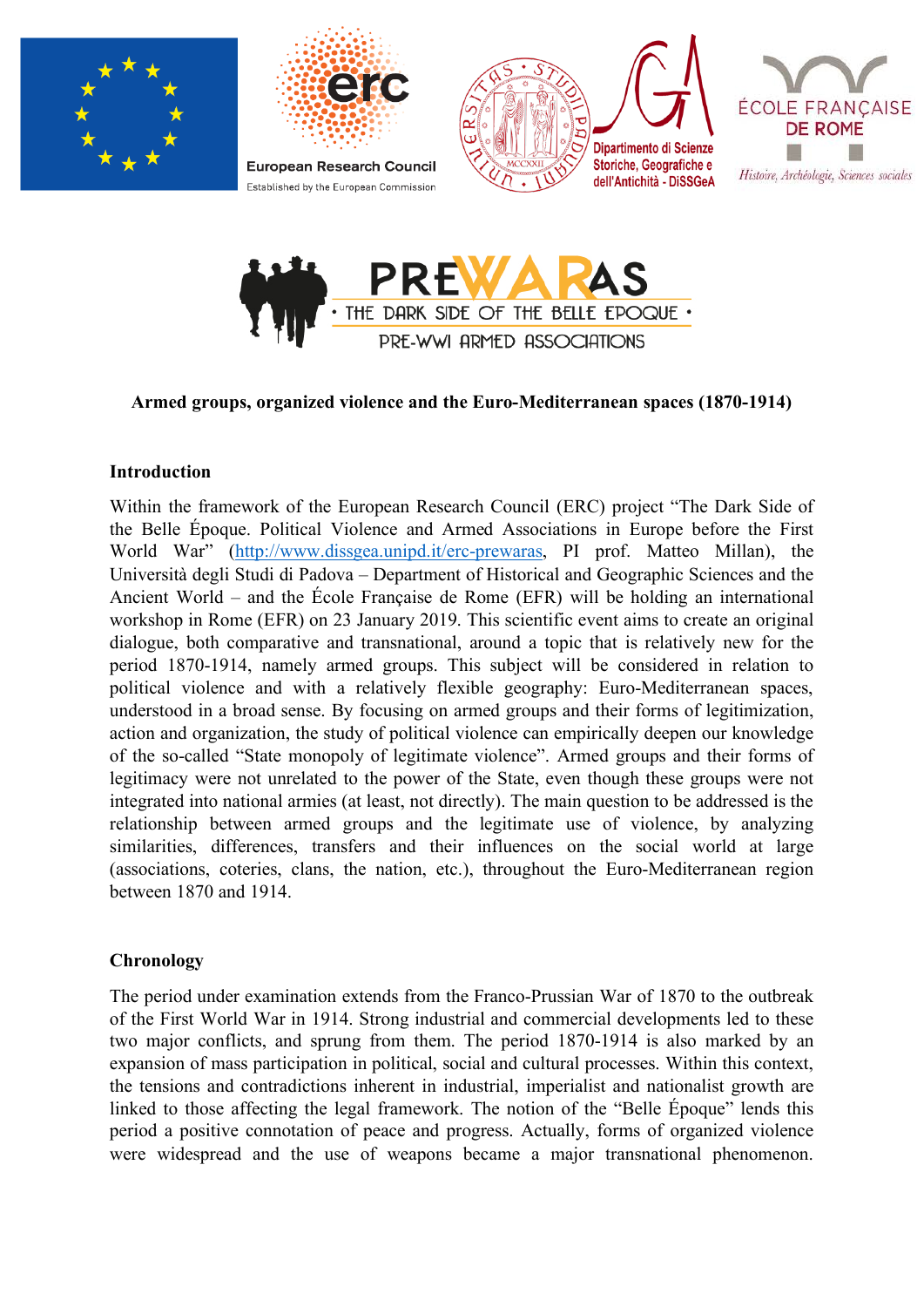**Armed groups, organized violence and the Euro-Mediterranean spaces (1870-1914)**

**Introduction**

Within the framework of the European Research Council (ERC) project "The Dark Side of the Belle Époque. Political Violence and Armed Associations in Europe before the First World War" (http://www.dissgea.unipd.it/erc-prewaras, PI prof. Matteo Millan), the Università degli Studi di Padova – Department of Historical and Geographic Sciences and the Ancient World – and the École Française de Rome (EFR) will be holding an international workshop in Rome (EFR) on 23 January 2019. This scientific event aims to create an original dialogue, both comparative and transnational, around a topic that is relatively new for the period 1870-1914, namely armed groups. This subject will be considered in relation to political violence and with a relatively flexible geography: Euro-Mediterranean spaces, understood in a broad sense. By focusing on armed groups and their forms of legitimization, action and organization, the study of political violence can empirically deepen our knowledge of the so-called "State monopoly of legitimate violence". Armed groups and their forms of legitimacy were not unrelated to the power of the State, even though these groups were not integrated into national armies (at least, not directly). The main question to be addressed is the relationship between armed groups and the legitimate use of violence, by analyzing similarities, differences, transfers and their influences on the social world at large (associations, coteries, clans, the nation, etc.), throughout the Euro-Mediterranean region between 1870 and 1914.

**Chronology**

The period under examination extends from the Franco-Prussian War of 1870 to the outbreak of the First World War in 1914. Strong industrial and commercial developments led to these two major conflicts, and sprung from them. The period 1870-1914 is also marked by an expansion of mass participation in political, social and cultural processes. Within this context, the tensions and contradictions inherent in industrial, imperialist and nationalist growth are linked to those affecting the legal framework. The notion of the "Belle Époque" lends this period a positive connotation of peace and progress. Actually, forms of organized violence were widespread and the use of weapons became a major transnational phenomenon.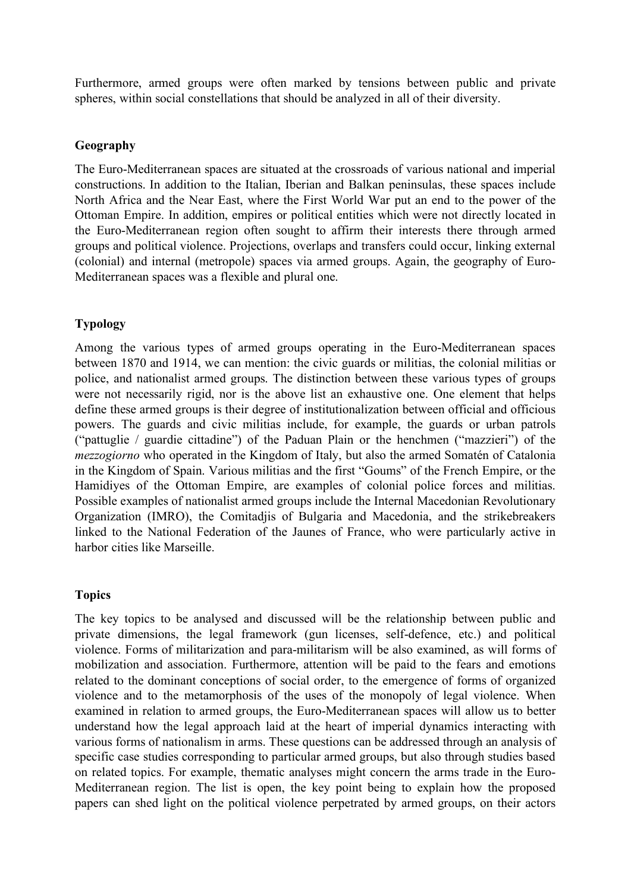Furthermore, armed groups were often marked by tensions between public and private spheres, within social constellations that should be analyzed in all of their diversity.

## Geography

The Euro-Mediterranean spaces are situated at the crossroads of various national and imperial constructions. In addition to the Italian, Iberian and Balkan peninsulas, these spaces include North Africa and the Near East, where the First World War put an end to the power of the Ottoman Empire. In addition, empires or political entities which were not directly located in the Euro-Mediterranean region often sought to affirm their interests there through armed groups and political violence. Projections, overlaps and transfers could occur, linking external (colonial) and internal (metropole) spaces via armed groups. Again, the geography of Euro-Mediterranean spaces was a flexible and plural one.

## Typology

Among the various types of armed groups operating in the Euro-Mediterranean spaces between 1870 and 1914, we can mention: the civic guards or militias, the colonial militias or police, and nationalist armed groups. The distinction between these various types of groups were not necessarily rigid, nor is the above list an exhaustive one. One element that helps define these armed groups is their degree of institutionalization between official and officious powers. The guards and civic militias include, for example, the guards or urban patrols ("pattuglie / guardie cittadine") of the Paduan Plain or the henchmen ("mazzieri") of the *mezzogiorno* who operated in the Kingdom of Italy, but also the armed Somatén of Catalonia in the Kingdom of Spain. Various militias and the first "Goums" of the French Empire, or the Hamidiyes of the Ottoman Empire, are examples of colonial police forces and militias. Possible examples of nationalist armed groups include the Internal Macedonian Revolutionary Organization (IMRO), the Comitadjis of Bulgaria and Macedonia, and the strikebreakers linked to the National Federation of the Jaunes of France, who were particularly active in harbor cities like Marseille.

## Topics

The key topics to be analysed and discussed will be the relationship between public and private dimensions, the legal framework (gun licenses, self-defence, etc.) and political violence. Forms of militarization and para-militarism will be also examined, as will forms of mobilization and association. Furthermore, attention will be paid to the fears and emotions related to the dominant conceptions of social order, to the emergence of forms of organized violence and to the metamorphosis of the uses of the monopoly of legal violence. When examined in relation to armed groups, the Euro-Mediterranean spaces will allow us to better understand how the legal approach laid at the heart of imperial dynamics interacting with various forms of nationalism in arms. These questions can be addressed through an analysis of specific case studies corresponding to particular armed groups, but also through studies based on related topics. For example, thematic analyses might concern the arms trade in the Euro-Mediterranean region. The list is open, the key point being to explain how the proposed papers can shed light on the political violence perpetrated by armed groups, on their actors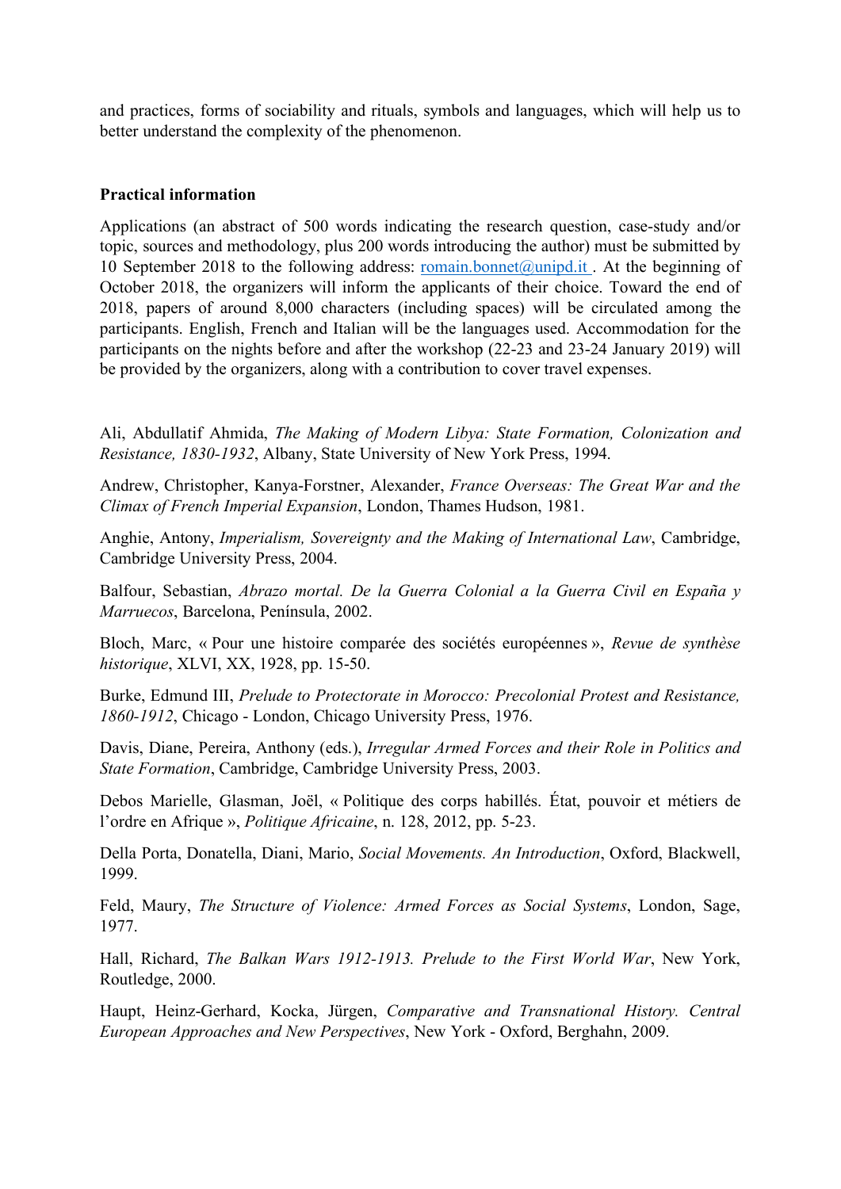and practices, forms of sociability and rituals, symbols and languages, which will help us to better understand the complexity of the phenomenon.

**Practical information**

Applications (an abstract of 500 words indicating the research question, case-study and/or topic, sources and methodology, plus 200 words introducing the author) must be submitted by 10 September 2018 to the following address: romain.bonnet@unipd.it . At the beginning of October 2018, the organizers will inform the applicants of their choice. Toward the end of 2018, papers of around 8,000 characters (including spaces) will be circulated among the participants. English, French and Italian will be the languages used. Accommodation for the participants on the nights before and after the workshop (22-23 and 23-24 January 2019) will be provided by the organizers, along with a contribution to cover travel expenses.

Ali, Abdullatif Ahmida, *The Making of Modern Libya: State Formation, Colonization and Resistance, 1830-1932*, Albany, State University of New York Press, 1994.

Andrew, Christopher, Kanya-Forstner, Alexander, *France Overseas: The Great War and the Climax of French Imperial Expansion*, London, Thames Hudson, 1981.

Anghie, Antony, *Imperialism, Sovereignty and the Making of International Law*, Cambridge, Cambridge University Press, 2004.

Balfour, Sebastian, *Abrazo mortal. De la Guerra Colonial a la Guerra Civil en España y Marruecos*, Barcelona, Península, 2002.

Bloch, Marc, « Pour une histoire comparée des sociétés européennes », *Revue de synthèse historique*, XLVI, XX, 1928, pp. 15-50.

Burke, Edmund III, *Prelude to Protectorate in Morocco: Precolonial Protest and Resistance, 1860-1912*, Chicago - London, Chicago University Press, 1976.

Davis, Diane, Pereira, Anthony (eds.), *Irregular Armed Forces and their Role in Politics and State Formation*, Cambridge, Cambridge University Press, 2003.

Debos Marielle, Glasman, Joël, « Politique des corps habillés. État, pouvoir et métiers de l'ordre en Afrique », *Politique Africaine*, n. 128, 2012, pp. 5-23.

Della Porta, Donatella, Diani, Mario, *Social Movements. An Introduction*, Oxford, Blackwell, 1999.

Feld, Maury, *The Structure of Violence: Armed Forces as Social Systems*, London, Sage, 1977.

Hall, Richard, *The Balkan Wars 1912-1913. Prelude to the First World War*, New York, Routledge, 2000.

Haupt, Heinz-Gerhard, Kocka, Jürgen, *Comparative and Transnational History. Central European Approaches and New Perspectives*, New York - Oxford, Berghahn, 2009.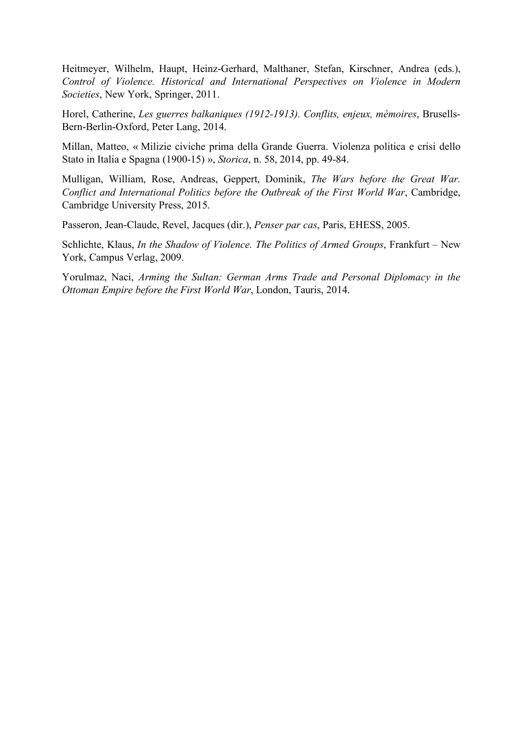Heitmeyer, Wilhelm, Haupt, Heinz-Gerhard, Malthaner, Stefan, Kirschner, Andrea (eds.), *Control of Violence. Historical and International Perspectives on Violence in Modern Societies*, New York, Springer, 2011.

Horel, Catherine, *Les guerres balkaniques (1912-1913). Conflits, enjeux, mémoires*, Brusells-Bern-Berlin-Oxford, Peter Lang, 2014.

Millan, Matteo, « Milizie civiche prima della Grande Guerra. Violenza politica e crisi dello Stato in Italia e Spagna (1900-15) », *Storica*, n. 58, 2014, pp. 49-84.

Mulligan, William, Rose, Andreas, Geppert, Dominik, *The Wars before the Great War. Conflict and International Politics before the Outbreak of the First World War*, Cambridge, Cambridge University Press, 2015.

Passeron, Jean-Claude, Revel, Jacques (dir.), *Penser par cas*, Paris, EHESS, 2005.

Schlichte, Klaus, *In the Shadow of Violence. The Politics of Armed Groups*, Frankfurt – New York, Campus Verlag, 2009.

Yorulmaz, Naci, *Arming the Sultan: German Arms Trade and Personal Diplomacy in the Ottoman Empire before the First World War*, London, Tauris, 2014.